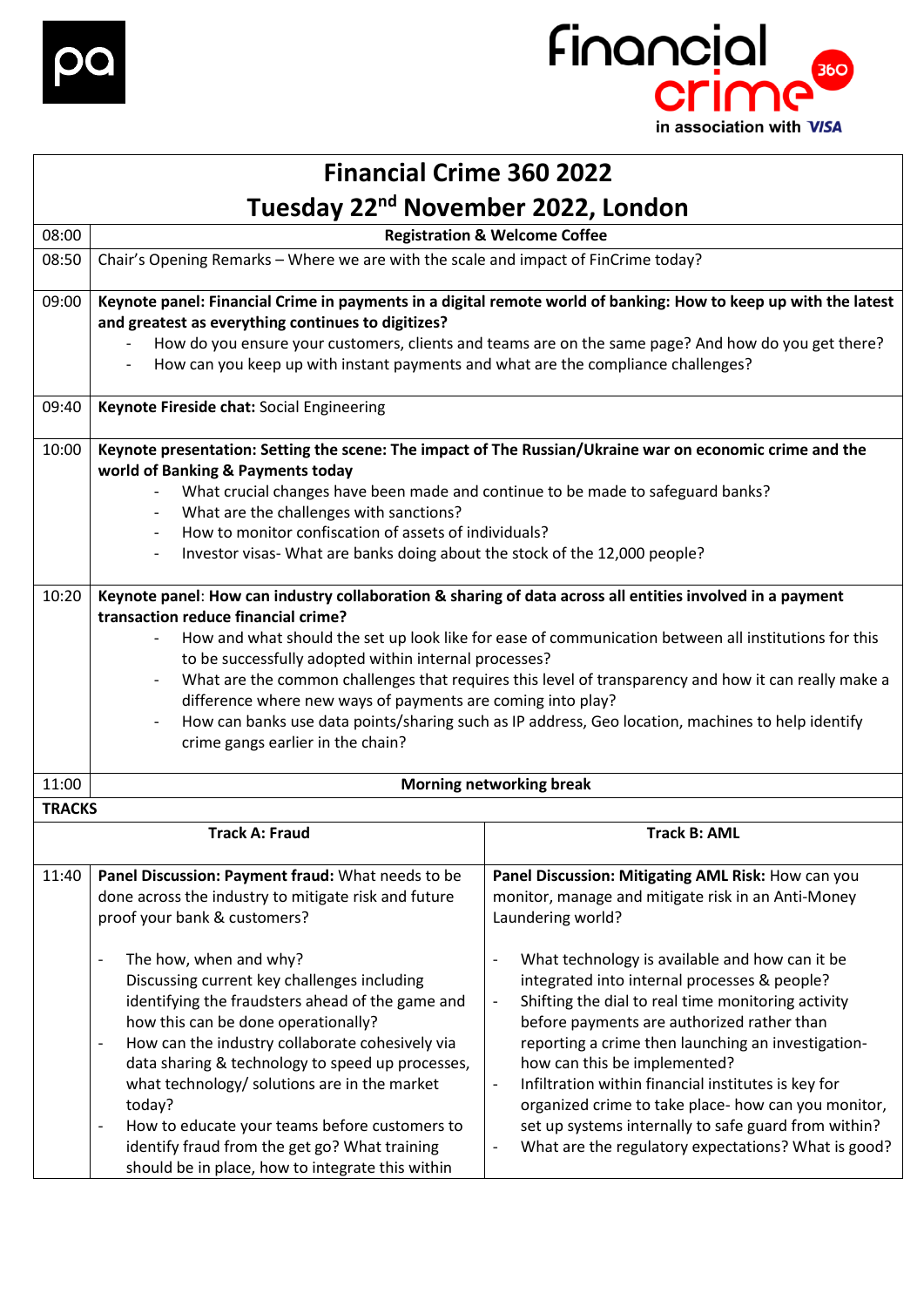pa

Financial crime 360
in association with VISA

# Financial Crime 360 2022

## Tuesday 22nd November 2022, London

| | |
|---|---|
| 08:00 | **Registration & Welcome Coffee** |
| 08:50 | Chair's Opening Remarks – Where we are with the scale and impact of FinCrime today? |
| 09:00 | **Keynote panel: Financial Crime in payments in a digital remote world of banking: How to keep up with the latest and greatest as everything continues to digitizes?**<br>- How do you ensure your customers, clients and teams are on the same page? And how do you get there?<br>- How can you keep up with instant payments and what are the compliance challenges? |
| 09:40 | **Keynote Fireside chat:** Social Engineering |
| 10:00 | **Keynote presentation: Setting the scene: The impact of The Russian/Ukraine war on economic crime and the world of Banking & Payments today**<br>- What crucial changes have been made and continue to be made to safeguard banks?<br>- What are the challenges with sanctions?<br>- How to monitor confiscation of assets of individuals?<br>- Investor visas- What are banks doing about the stock of the 12,000 people? |
| 10:20 | **Keynote panel**: **How can industry collaboration & sharing of data across all entities involved in a payment transaction reduce financial crime?**<br>- How and what should the set up look like for ease of communication between all institutions for this to be successfully adopted within internal processes?<br>- What are the common challenges that requires this level of transparency and how it can really make a difference where new ways of payments are coming into play?<br>- How can banks use data points/sharing such as IP address, Geo location, machines to help identify crime gangs earlier in the chain? |
| 11:00 | **Morning networking break** |

**TRACKS**

| | Track A: Fraud | Track B: AML |
|---|---|---|
| 11:40 | **Panel Discussion: Payment fraud:** What needs to be done across the industry to mitigate risk and future proof your bank & customers?<br><br>- The how, when and why? Discussing current key challenges including identifying the fraudsters ahead of the game and how this can be done operationally?<br>- How can the industry collaborate cohesively via data sharing & technology to speed up processes, what technology/ solutions are in the market today?<br>- How to educate your teams before customers to identify fraud from the get go? What training should be in place, how to integrate this within | **Panel Discussion: Mitigating AML Risk:** How can you monitor, manage and mitigate risk in an Anti-Money Laundering world?<br><br>- What technology is available and how can it be integrated into internal processes & people?<br>- Shifting the dial to real time monitoring activity before payments are authorized rather than reporting a crime then launching an investigation- how can this be implemented?<br>- Infiltration within financial institutes is key for organized crime to take place- how can you monitor, set up systems internally to safe guard from within?<br>- What are the regulatory expectations? What is good? |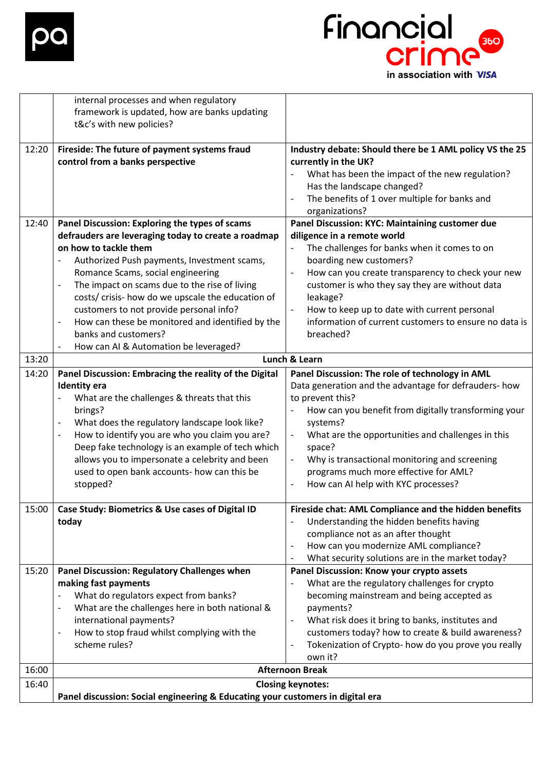| | | |
|---|---|---|
| | internal processes and when regulatory framework is updated, how are banks updating t&c's with new policies? | |
| 12:20 | **Fireside: The future of payment systems fraud control from a banks perspective** | **Industry debate: Should there be 1 AML policy VS the 25 currently in the UK?**<br>- What has been the impact of the new regulation? Has the landscape changed?<br>- The benefits of 1 over multiple for banks and organizations? |
| 12:40 | **Panel Discussion: Exploring the types of scams defrauders are leveraging today to create a roadmap on how to tackle them**<br>- Authorized Push payments, Investment scams, Romance Scams, social engineering<br>- The impact on scams due to the rise of living costs/ crisis- how do we upscale the education of customers to not provide personal info?<br>- How can these be monitored and identified by the banks and customers?<br>- How can AI & Automation be leveraged? | **Panel Discussion: KYC: Maintaining customer due diligence in a remote world**<br>- The challenges for banks when it comes to on boarding new customers?<br>- How can you create transparency to check your new customer is who they say they are without data leakage?<br>- How to keep up to date with current personal information of current customers to ensure no data is breached? |
| 13:20 | **Lunch & Learn** | |
| 14:20 | **Panel Discussion: Embracing the reality of the Digital Identity era**<br>- What are the challenges & threats that this brings?<br>- What does the regulatory landscape look like?<br>- How to identify you are who you claim you are? Deep fake technology is an example of tech which allows you to impersonate a celebrity and been used to open bank accounts- how can this be stopped? | **Panel Discussion: The role of technology in AML**<br>Data generation and the advantage for defrauders- how to prevent this?<br>- How can you benefit from digitally transforming your systems?<br>- What are the opportunities and challenges in this space?<br>- Why is transactional monitoring and screening programs much more effective for AML?<br>- How can AI help with KYC processes? |
| 15:00 | **Case Study: Biometrics & Use cases of Digital ID today** | **Fireside chat: AML Compliance and the hidden benefits**<br>- Understanding the hidden benefits having compliance not as an after thought<br>- How can you modernize AML compliance?<br>- What security solutions are in the market today? |
| 15:20 | **Panel Discussion: Regulatory Challenges when making fast payments**<br>- What do regulators expect from banks?<br>- What are the challenges here in both national & international payments?<br>- How to stop fraud whilst complying with the scheme rules? | **Panel Discussion: Know your crypto assets**<br>- What are the regulatory challenges for crypto becoming mainstream and being accepted as payments?<br>- What risk does it bring to banks, institutes and customers today? how to create & build awareness?<br>- Tokenization of Crypto- how do you prove you really own it? |
| 16:00 | **Afternoon Break** | |
| 16:40 | **Closing keynotes:**<br>**Panel discussion: Social engineering & Educating your customers in digital era** | |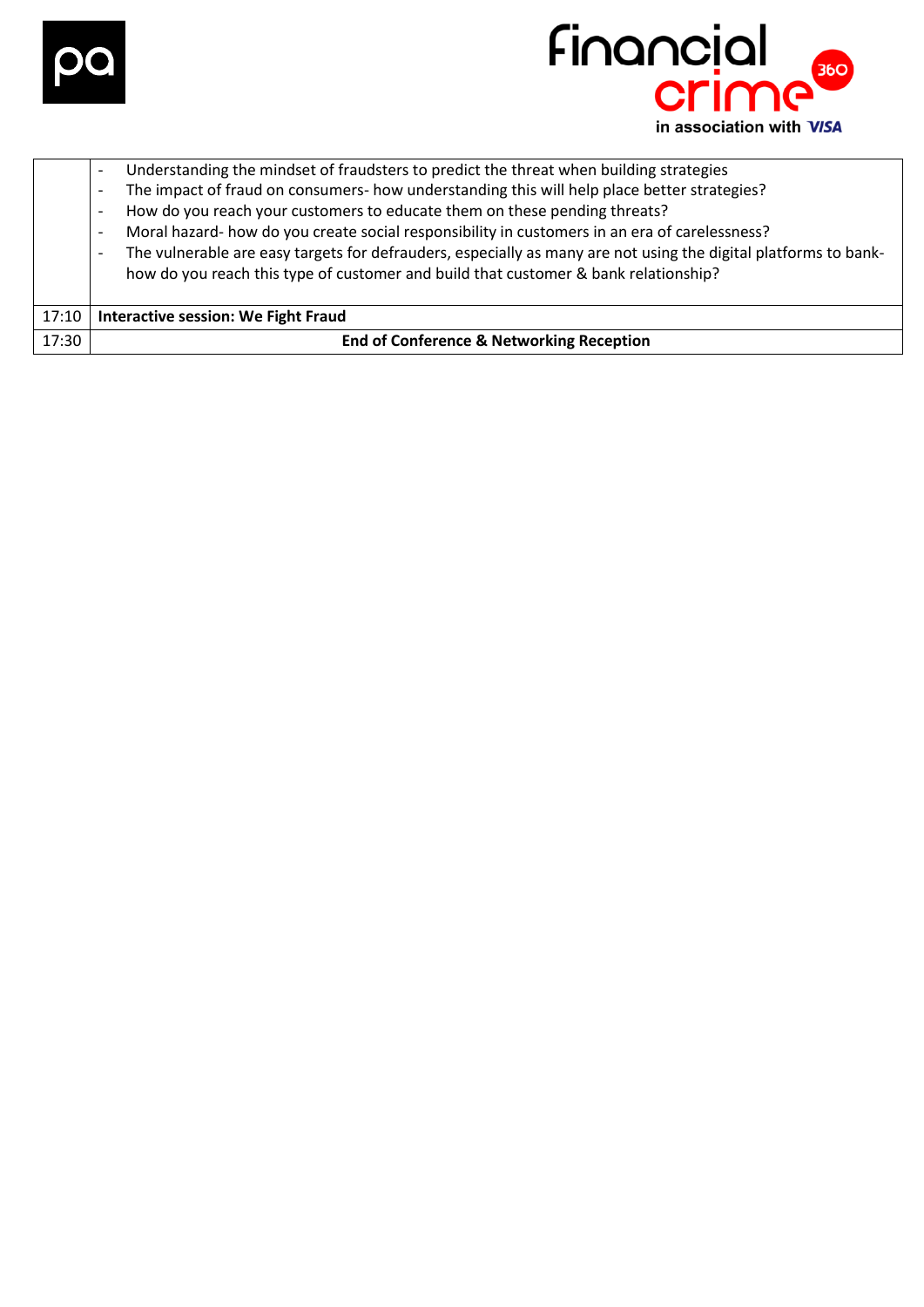| | |
|---|---|
| | - Understanding the mindset of fraudsters to predict the threat when building strategies<br>- The impact of fraud on consumers- how understanding this will help place better strategies?<br>- How do you reach your customers to educate them on these pending threats?<br>- Moral hazard- how do you create social responsibility in customers in an era of carelessness?<br>- The vulnerable are easy targets for defrauders, especially as many are not using the digital platforms to bank- how do you reach this type of customer and build that customer & bank relationship? |
| 17:10 | **Interactive session: We Fight Fraud** |
| 17:30 | **End of Conference & Networking Reception** |